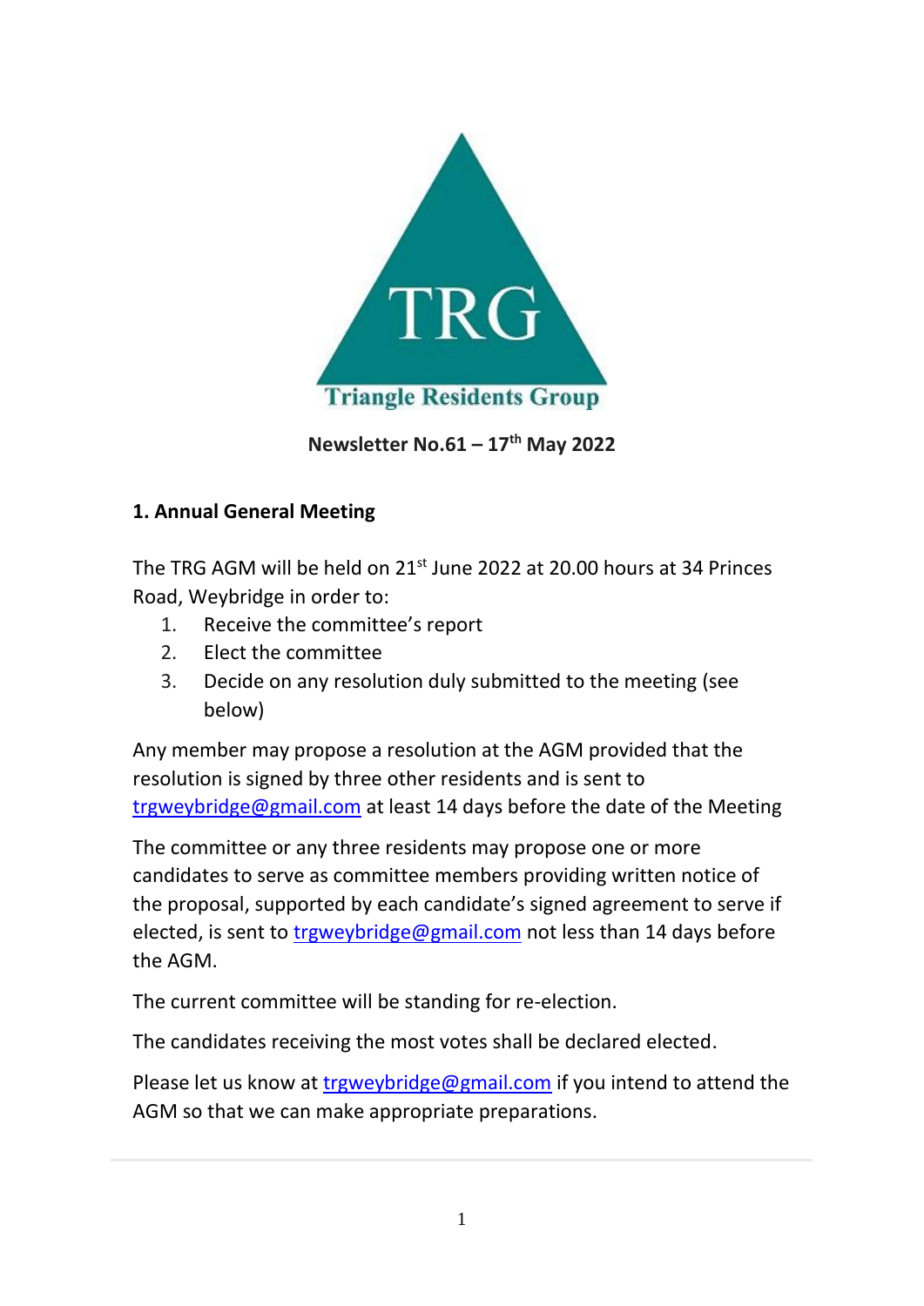TRG

Triangle Residents Group

**Newsletter No.61 – 17th May 2022**

## 1. Annual General Meeting

The TRG AGM will be held on 21st June 2022 at 20.00 hours at 34 Princes Road, Weybridge in order to:

1. Receive the committee's report
2. Elect the committee
3. Decide on any resolution duly submitted to the meeting (see below)

Any member may propose a resolution at the AGM provided that the resolution is signed by three other residents and is sent to trgweybridge@gmail.com at least 14 days before the date of the Meeting

The committee or any three residents may propose one or more candidates to serve as committee members providing written notice of the proposal, supported by each candidate's signed agreement to serve if elected, is sent to trgweybridge@gmail.com not less than 14 days before the AGM.

The current committee will be standing for re-election.

The candidates receiving the most votes shall be declared elected.

Please let us know at trgweybridge@gmail.com if you intend to attend the AGM so that we can make appropriate preparations.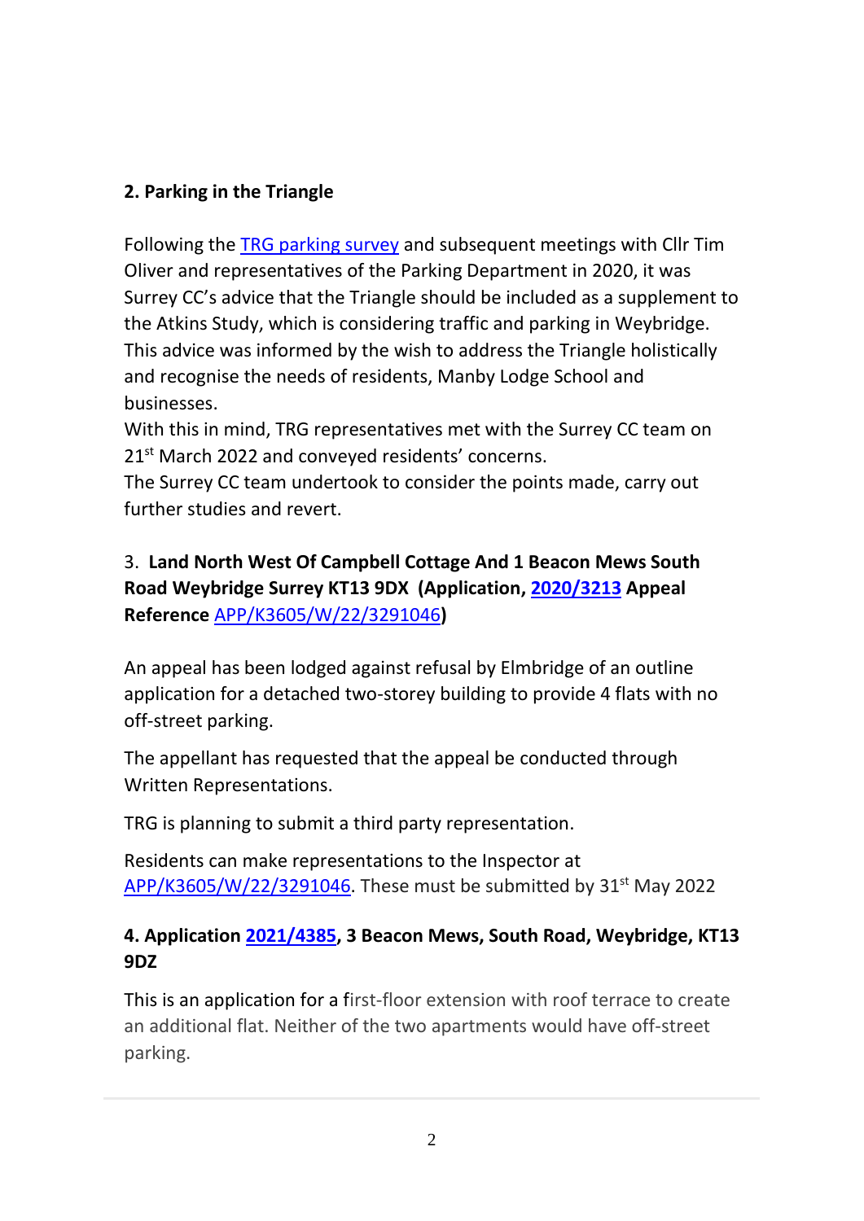**2. Parking in the Triangle**

Following the TRG parking survey and subsequent meetings with Cllr Tim Oliver and representatives of the Parking Department in 2020, it was Surrey CC's advice that the Triangle should be included as a supplement to the Atkins Study, which is considering traffic and parking in Weybridge. This advice was informed by the wish to address the Triangle holistically and recognise the needs of residents, Manby Lodge School and businesses.

With this in mind, TRG representatives met with the Surrey CC team on 21st March 2022 and conveyed residents' concerns.

The Surrey CC team undertook to consider the points made, carry out further studies and revert.

3. **Land North West Of Campbell Cottage And 1 Beacon Mews South Road Weybridge Surrey KT13 9DX (Application, 2020/3213 Appeal Reference** APP/K3605/W/22/3291046**)**

An appeal has been lodged against refusal by Elmbridge of an outline application for a detached two-storey building to provide 4 flats with no off-street parking.

The appellant has requested that the appeal be conducted through Written Representations.

TRG is planning to submit a third party representation.

Residents can make representations to the Inspector at APP/K3605/W/22/3291046. These must be submitted by 31st May 2022

**4. Application 2021/4385, 3 Beacon Mews, South Road, Weybridge, KT13 9DZ**

This is an application for a first-floor extension with roof terrace to create an additional flat. Neither of the two apartments would have off-street parking.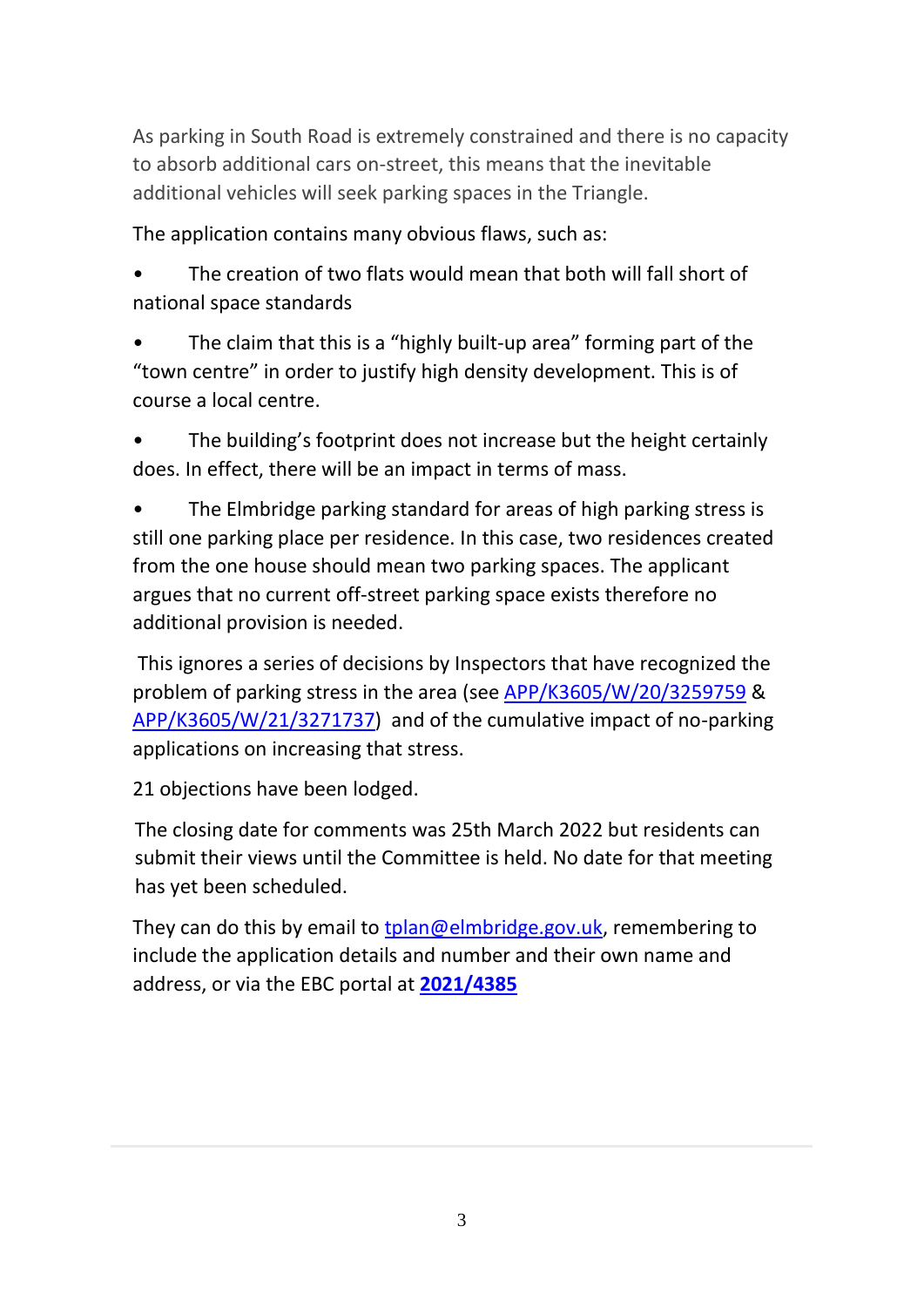As parking in South Road is extremely constrained and there is no capacity to absorb additional cars on-street, this means that the inevitable additional vehicles will seek parking spaces in the Triangle.

The application contains many obvious flaws, such as:

- The creation of two flats would mean that both will fall short of national space standards
- The claim that this is a "highly built-up area" forming part of the "town centre" in order to justify high density development. This is of course a local centre.
- The building's footprint does not increase but the height certainly does. In effect, there will be an impact in terms of mass.
- The Elmbridge parking standard for areas of high parking stress is still one parking place per residence. In this case, two residences created from the one house should mean two parking spaces. The applicant argues that no current off-street parking space exists therefore no additional provision is needed.

This ignores a series of decisions by Inspectors that have recognized the problem of parking stress in the area (see APP/K3605/W/20/3259759 & APP/K3605/W/21/3271737) and of the cumulative impact of no-parking applications on increasing that stress.

21 objections have been lodged.

The closing date for comments was 25th March 2022 but residents can submit their views until the Committee is held. No date for that meeting has yet been scheduled.

They can do this by email to tplan@elmbridge.gov.uk, remembering to include the application details and number and their own name and address, or via the EBC portal at **2021/4385**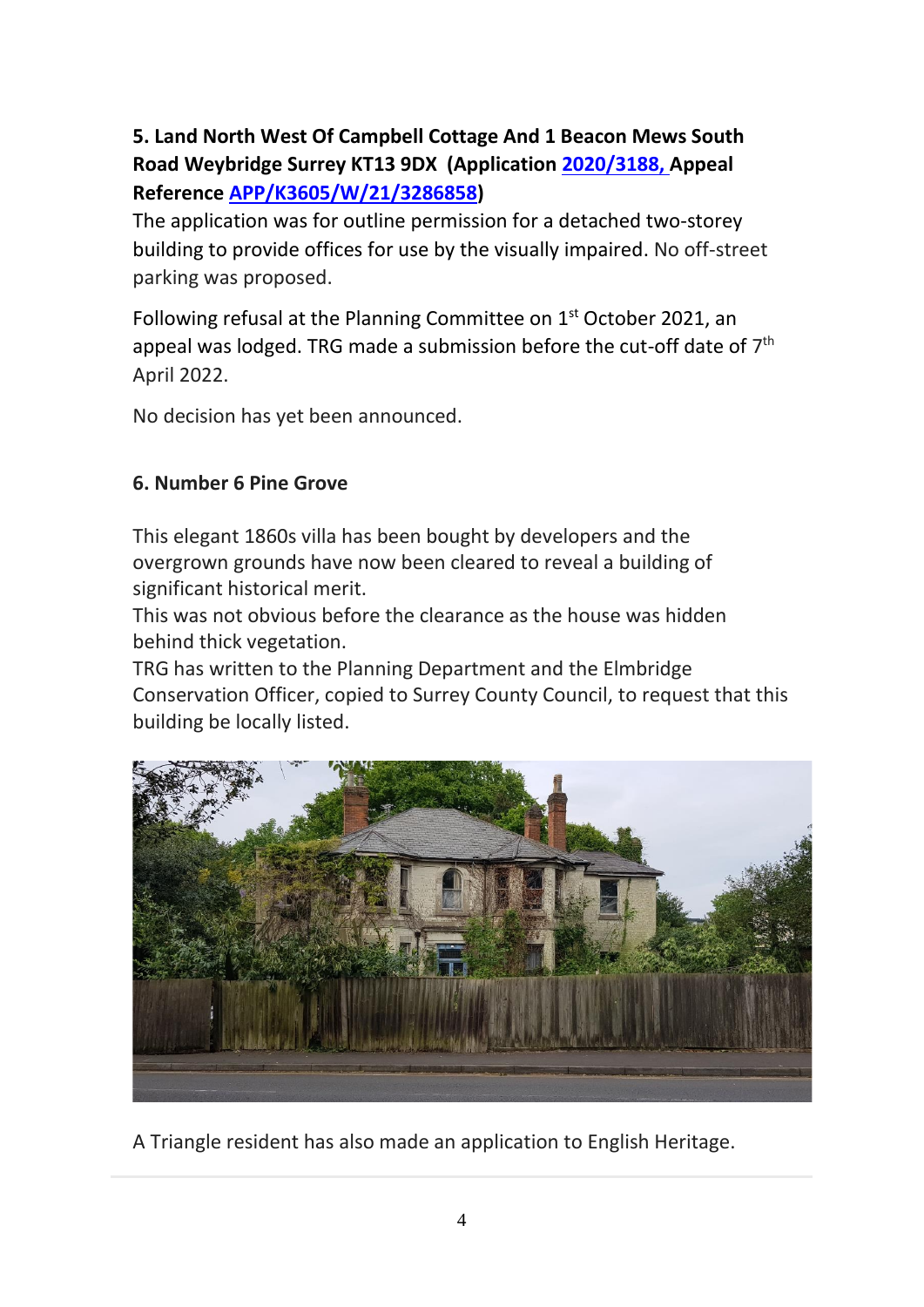**5. Land North West Of Campbell Cottage And 1 Beacon Mews South Road Weybridge Surrey KT13 9DX (Application 2020/3188, Appeal Reference APP/K3605/W/21/3286858)**

The application was for outline permission for a detached two-storey building to provide offices for use by the visually impaired. No off-street parking was proposed.

Following refusal at the Planning Committee on 1st October 2021, an appeal was lodged. TRG made a submission before the cut-off date of 7th April 2022.

No decision has yet been announced.

**6. Number 6 Pine Grove**

This elegant 1860s villa has been bought by developers and the overgrown grounds have now been cleared to reveal a building of significant historical merit.

This was not obvious before the clearance as the house was hidden behind thick vegetation.

TRG has written to the Planning Department and the Elmbridge Conservation Officer, copied to Surrey County Council, to request that this building be locally listed.

A Triangle resident has also made an application to English Heritage.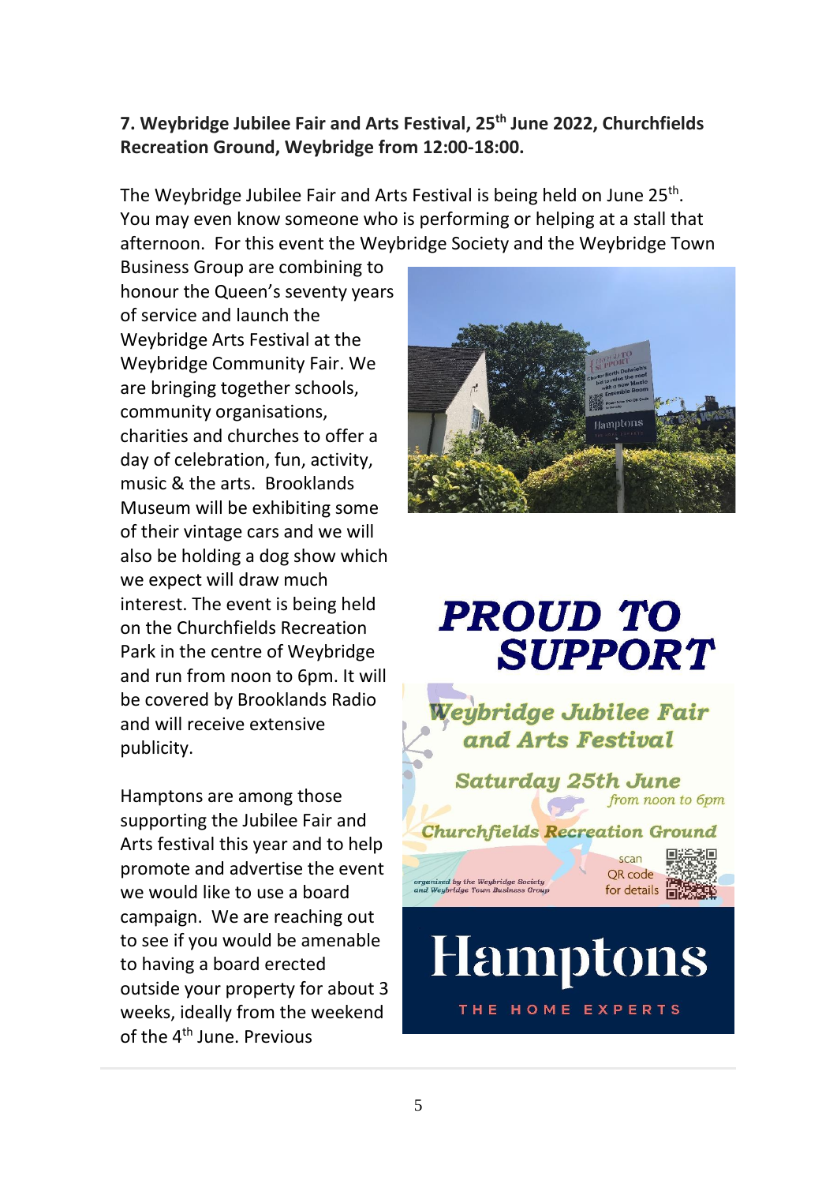**7. Weybridge Jubilee Fair and Arts Festival, 25th June 2022, Churchfields Recreation Ground, Weybridge from 12:00-18:00.**

The Weybridge Jubilee Fair and Arts Festival is being held on June 25th. You may even know someone who is performing or helping at a stall that afternoon. For this event the Weybridge Society and the Weybridge Town Business Group are combining to honour the Queen's seventy years of service and launch the Weybridge Arts Festival at the Weybridge Community Fair. We are bringing together schools, community organisations, charities and churches to offer a day of celebration, fun, activity, music & the arts. Brooklands Museum will be exhibiting some of their vintage cars and we will also be holding a dog show which we expect will draw much interest. The event is being held on the Churchfields Recreation Park in the centre of Weybridge and run from noon to 6pm. It will be covered by Brooklands Radio and will receive extensive publicity.

Hamptons are among those supporting the Jubilee Fair and Arts festival this year and to help promote and advertise the event we would like to use a board campaign. We are reaching out to see if you would be amenable to having a board erected outside your property for about 3 weeks, ideally from the weekend of the 4th June. Previous

**PROUD TO SUPPORT**

*Weybridge Jubilee Fair and Arts Festival*

*Saturday 25th June*
*from noon to 6pm*

*Churchfields Recreation Ground*

*organised by the Weybridge Society and Weybridge Town Business Group*

scan QR code for details

Hamptons
THE HOME EXPERTS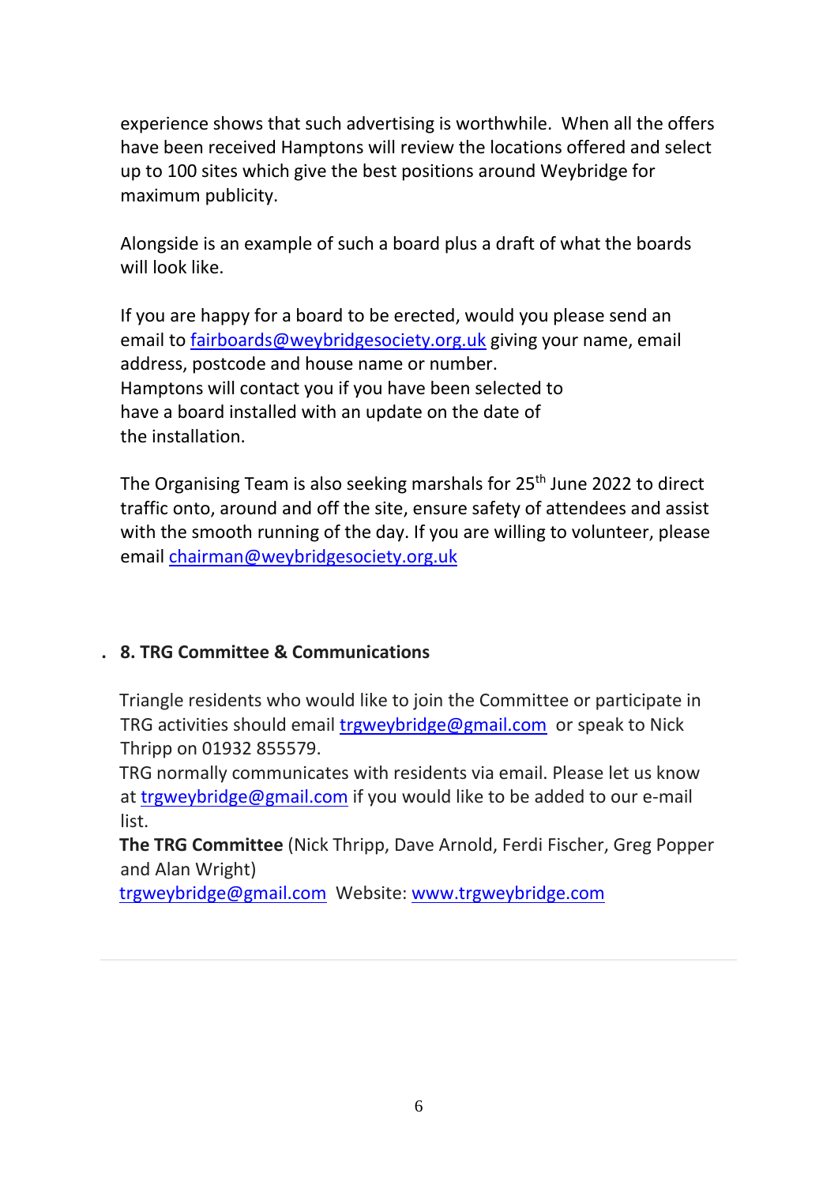experience shows that such advertising is worthwhile. When all the offers have been received Hamptons will review the locations offered and select up to 100 sites which give the best positions around Weybridge for maximum publicity.

Alongside is an example of such a board plus a draft of what the boards will look like.

If you are happy for a board to be erected, would you please send an email to fairboards@weybridgesociety.org.uk giving your name, email address, postcode and house name or number.
Hamptons will contact you if you have been selected to have a board installed with an update on the date of the installation.

The Organising Team is also seeking marshals for 25th June 2022 to direct traffic onto, around and off the site, ensure safety of attendees and assist with the smooth running of the day. If you are willing to volunteer, please email chairman@weybridgesociety.org.uk

## 8. TRG Committee & Communications

Triangle residents who would like to join the Committee or participate in TRG activities should email trgweybridge@gmail.com or speak to Nick Thripp on 01932 855579.
TRG normally communicates with residents via email. Please let us know at trgweybridge@gmail.com if you would like to be added to our e-mail list.
**The TRG Committee** (Nick Thripp, Dave Arnold, Ferdi Fischer, Greg Popper and Alan Wright)
trgweybridge@gmail.com Website: www.trgweybridge.com